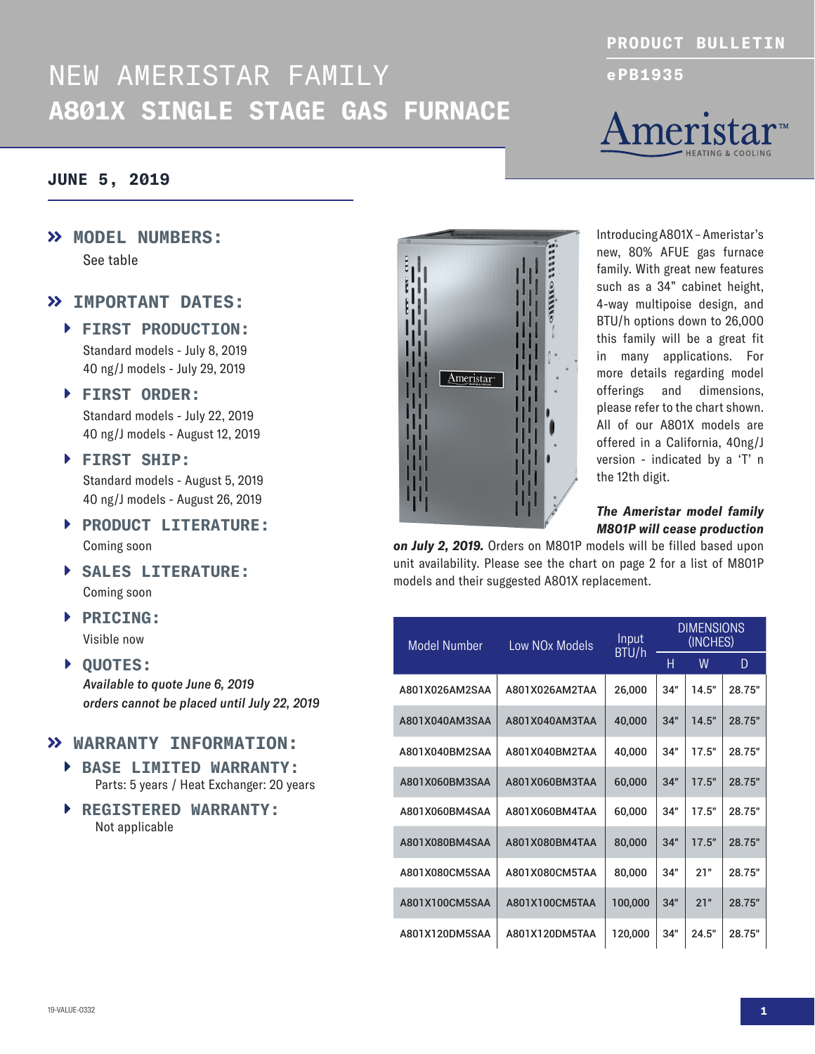PRODUCT BULLETIN

ePB1935

# NEW AMERISTAR FAMILY
# A801X SINGLE STAGE GAS FURNACE

Ameristar™ HEATING & COOLING

## JUNE 5, 2019

## » MODEL NUMBERS:

See table

## » IMPORTANT DATES:

### FIRST PRODUCTION:

Standard models - July 8, 2019
40 ng/J models - July 29, 2019

### FIRST ORDER:

Standard models - July 22, 2019
40 ng/J models - August 12, 2019

### FIRST SHIP:

Standard models - August 5, 2019
40 ng/J models - August 26, 2019

### PRODUCT LITERATURE:

Coming soon

### SALES LITERATURE:

Coming soon

### PRICING:

Visible now

### QUOTES:

*Available to quote June 6, 2019*
*orders cannot be placed until July 22, 2019*

## » WARRANTY INFORMATION:

### BASE LIMITED WARRANTY:

Parts: 5 years / Heat Exchanger: 20 years

### REGISTERED WARRANTY:

Not applicable

Introducing A801X – Ameristar's new, 80% AFUE gas furnace family. With great new features such as a 34" cabinet height, 4-way multipoise design, and BTU/h options down to 26,000 this family will be a great fit in many applications. For more details regarding model offerings and dimensions, please refer to the chart shown. All of our A801X models are offered in a California, 40ng/J version - indicated by a 'T' n the 12th digit.

***The Ameristar model family M801P will cease production on July 2, 2019.*** Orders on M801P models will be filled based upon unit availability. Please see the chart on page 2 for a list of M801P models and their suggested A801X replacement.

| Model Number | Low NOx Models | Input BTU/h | DIMENSIONS (INCHES) | | |
|---|---|---|---|---|---|
| | | | H | W | D |
| A801X026AM2SAA | A801X026AM2TAA | 26,000 | 34" | 14.5" | 28.75" |
| A801X040AM3SAA | A801X040AM3TAA | 40,000 | 34" | 14.5" | 28.75" |
| A801X040BM2SAA | A801X040BM2TAA | 40,000 | 34" | 17.5" | 28.75" |
| A801X060BM3SAA | A801X060BM3TAA | 60,000 | 34" | 17.5" | 28.75" |
| A801X060BM4SAA | A801X060BM4TAA | 60,000 | 34" | 17.5" | 28.75" |
| A801X080BM4SAA | A801X080BM4TAA | 80,000 | 34" | 17.5" | 28.75" |
| A801X080CM5SAA | A801X080CM5TAA | 80,000 | 34" | 21" | 28.75" |
| A801X100CM5SAA | A801X100CM5TAA | 100,000 | 34" | 21" | 28.75" |
| A801X120DM5SAA | A801X120DM5TAA | 120,000 | 34" | 24.5" | 28.75" |

19-VALUE-0332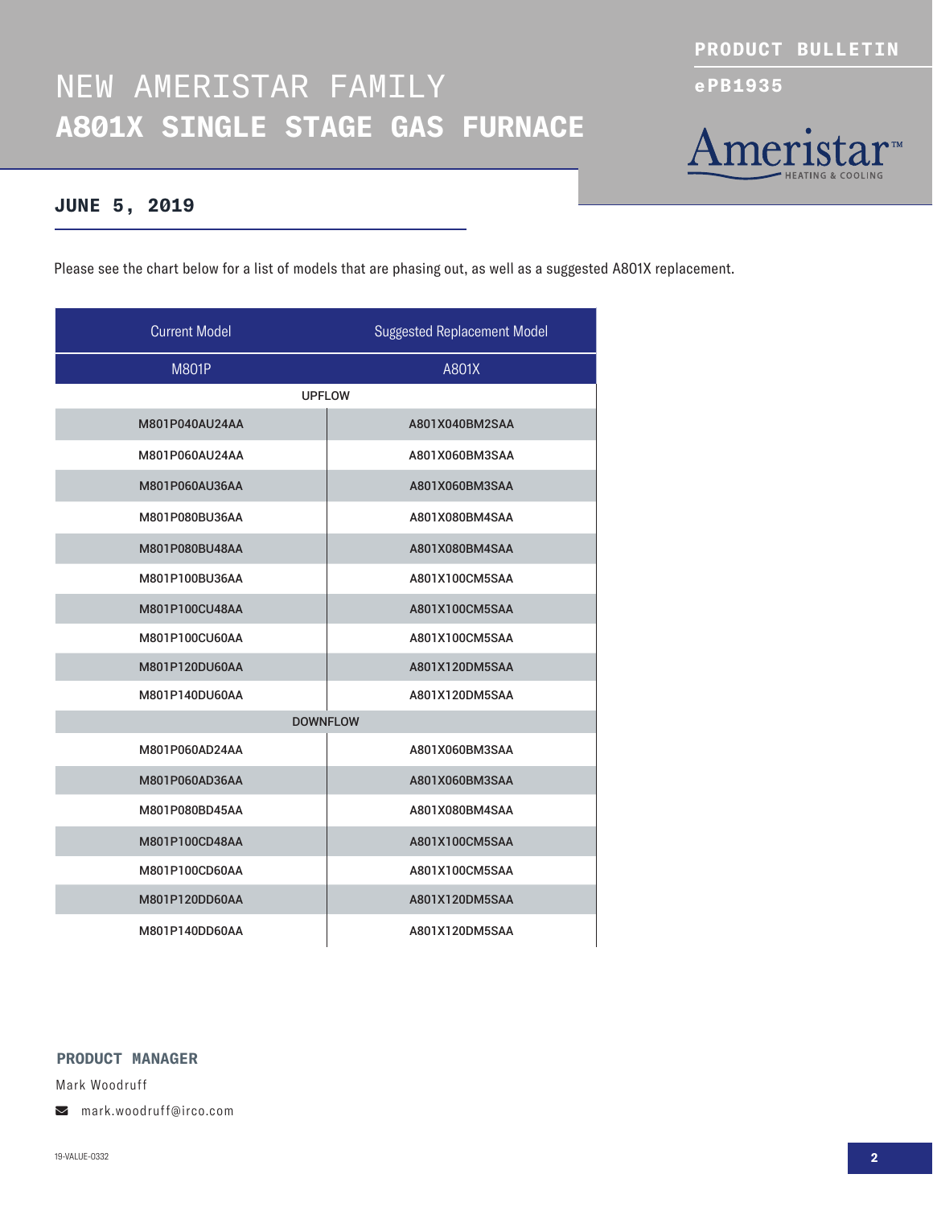# NEW AMERISTAR FAMILY
# A801X SINGLE STAGE GAS FURNACE

PRODUCT BULLETIN

ePB1935

Ameristar™ HEATING & COOLING

**JUNE 5, 2019**

Please see the chart below for a list of models that are phasing out, as well as a suggested A801X replacement.

| Current Model | Suggested Replacement Model |
|---|---|
| M801P | A801X |
| UPFLOW | |
| M801P040AU24AA | A801X040BM2SAA |
| M801P060AU24AA | A801X060BM3SAA |
| M801P060AU36AA | A801X060BM3SAA |
| M801P080BU36AA | A801X080BM4SAA |
| M801P080BU48AA | A801X080BM4SAA |
| M801P100BU36AA | A801X100CM5SAA |
| M801P100CU48AA | A801X100CM5SAA |
| M801P100CU60AA | A801X100CM5SAA |
| M801P120DU60AA | A801X120DM5SAA |
| M801P140DU60AA | A801X120DM5SAA |
| DOWNFLOW | |
| M801P060AD24AA | A801X060BM3SAA |
| M801P060AD36AA | A801X060BM3SAA |
| M801P080BD45AA | A801X080BM4SAA |
| M801P100CD48AA | A801X100CM5SAA |
| M801P100CD60AA | A801X100CM5SAA |
| M801P120DD60AA | A801X120DM5SAA |
| M801P140DD60AA | A801X120DM5SAA |

**PRODUCT MANAGER**

Mark Woodruff

mark.woodruff@irco.com

19-VALUE-0332